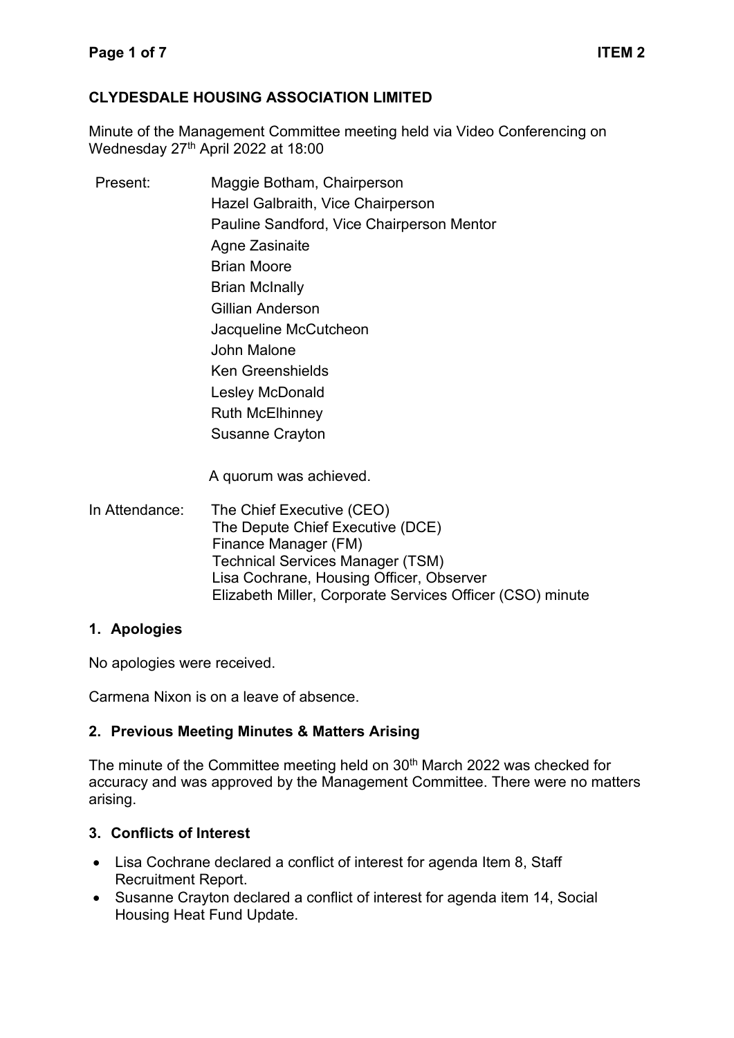**CLYDESDALE HOUSING ASSOCIATION LIMITED**

Minute of the Management Committee meeting held via Video Conferencing on Wednesday 27th April 2022 at 18:00

Present:
- Maggie Botham, Chairperson
- Hazel Galbraith, Vice Chairperson
- Pauline Sandford, Vice Chairperson Mentor
- Agne Zasinaite
- Brian Moore
- Brian McInally
- Gillian Anderson
- Jacqueline McCutcheon
- John Malone
- Ken Greenshields
- Lesley McDonald
- Ruth McElhinney
- Susanne Crayton

A quorum was achieved.

In Attendance:
- The Chief Executive (CEO)
- The Depute Chief Executive (DCE)
- Finance Manager (FM)
- Technical Services Manager (TSM)
- Lisa Cochrane, Housing Officer, Observer
- Elizabeth Miller, Corporate Services Officer (CSO) minute

## 1. Apologies

No apologies were received.

Carmena Nixon is on a leave of absence.

## 2. Previous Meeting Minutes & Matters Arising

The minute of the Committee meeting held on 30th March 2022 was checked for accuracy and was approved by the Management Committee. There were no matters arising.

## 3. Conflicts of Interest

- Lisa Cochrane declared a conflict of interest for agenda Item 8, Staff Recruitment Report.
- Susanne Crayton declared a conflict of interest for agenda item 14, Social Housing Heat Fund Update.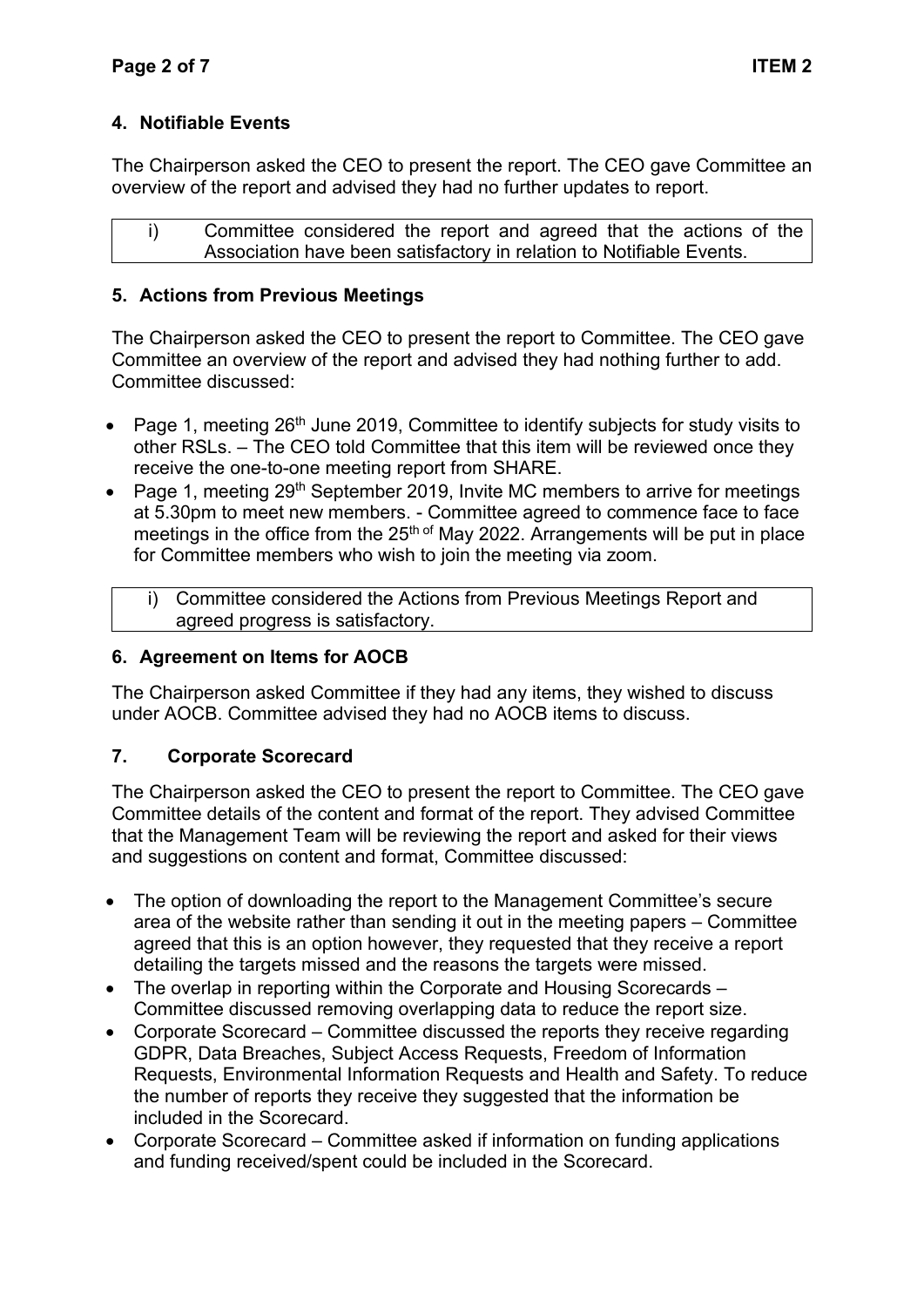## 4. Notifiable Events

The Chairperson asked the CEO to present the report. The CEO gave Committee an overview of the report and advised they had no further updates to report.

| i) | Committee considered the report and agreed that the actions of the Association have been satisfactory in relation to Notifiable Events. |
|---|---|

## 5. Actions from Previous Meetings

The Chairperson asked the CEO to present the report to Committee. The CEO gave Committee an overview of the report and advised they had nothing further to add. Committee discussed:

- Page 1, meeting 26th June 2019, Committee to identify subjects for study visits to other RSLs. – The CEO told Committee that this item will be reviewed once they receive the one-to-one meeting report from SHARE.
- Page 1, meeting 29th September 2019, Invite MC members to arrive for meetings at 5.30pm to meet new members. - Committee agreed to commence face to face meetings in the office from the 25th of May 2022. Arrangements will be put in place for Committee members who wish to join the meeting via zoom.

| i) | Committee considered the Actions from Previous Meetings Report and agreed progress is satisfactory. |
|---|---|

## 6. Agreement on Items for AOCB

The Chairperson asked Committee if they had any items, they wished to discuss under AOCB. Committee advised they had no AOCB items to discuss.

## 7. Corporate Scorecard

The Chairperson asked the CEO to present the report to Committee. The CEO gave Committee details of the content and format of the report. They advised Committee that the Management Team will be reviewing the report and asked for their views and suggestions on content and format, Committee discussed:

- The option of downloading the report to the Management Committee's secure area of the website rather than sending it out in the meeting papers – Committee agreed that this is an option however, they requested that they receive a report detailing the targets missed and the reasons the targets were missed.
- The overlap in reporting within the Corporate and Housing Scorecards – Committee discussed removing overlapping data to reduce the report size.
- Corporate Scorecard – Committee discussed the reports they receive regarding GDPR, Data Breaches, Subject Access Requests, Freedom of Information Requests, Environmental Information Requests and Health and Safety. To reduce the number of reports they receive they suggested that the information be included in the Scorecard.
- Corporate Scorecard – Committee asked if information on funding applications and funding received/spent could be included in the Scorecard.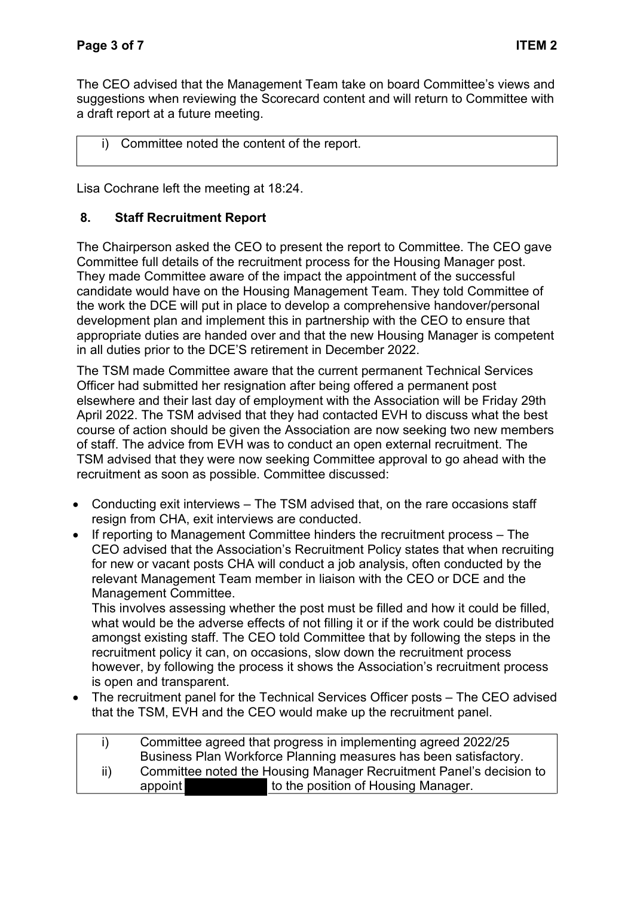The CEO advised that the Management Team take on board Committee's views and suggestions when reviewing the Scorecard content and will return to Committee with a draft report at a future meeting.

| i) Committee noted the content of the report. |
|---|

Lisa Cochrane left the meeting at 18:24.

## 8. Staff Recruitment Report

The Chairperson asked the CEO to present the report to Committee. The CEO gave Committee full details of the recruitment process for the Housing Manager post. They made Committee aware of the impact the appointment of the successful candidate would have on the Housing Management Team. They told Committee of the work the DCE will put in place to develop a comprehensive handover/personal development plan and implement this in partnership with the CEO to ensure that appropriate duties are handed over and that the new Housing Manager is competent in all duties prior to the DCE'S retirement in December 2022.

The TSM made Committee aware that the current permanent Technical Services Officer had submitted her resignation after being offered a permanent post elsewhere and their last day of employment with the Association will be Friday 29th April 2022. The TSM advised that they had contacted EVH to discuss what the best course of action should be given the Association are now seeking two new members of staff. The advice from EVH was to conduct an open external recruitment. The TSM advised that they were now seeking Committee approval to go ahead with the recruitment as soon as possible. Committee discussed:

- Conducting exit interviews – The TSM advised that, on the rare occasions staff resign from CHA, exit interviews are conducted.
- If reporting to Management Committee hinders the recruitment process – The CEO advised that the Association's Recruitment Policy states that when recruiting for new or vacant posts CHA will conduct a job analysis, often conducted by the relevant Management Team member in liaison with the CEO or DCE and the Management Committee.

  This involves assessing whether the post must be filled and how it could be filled, what would be the adverse effects of not filling it or if the work could be distributed amongst existing staff. The CEO told Committee that by following the steps in the recruitment policy it can, on occasions, slow down the recruitment process however, by following the process it shows the Association's recruitment process is open and transparent.
- The recruitment panel for the Technical Services Officer posts – The CEO advised that the TSM, EVH and the CEO would make up the recruitment panel.

| | |
|---|---|
| i) | Committee agreed that progress in implementing agreed 2022/25 Business Plan Workforce Planning measures has been satisfactory. |
| ii) | Committee noted the Housing Manager Recruitment Panel's decision to appoint [REDACTED] to the position of Housing Manager. |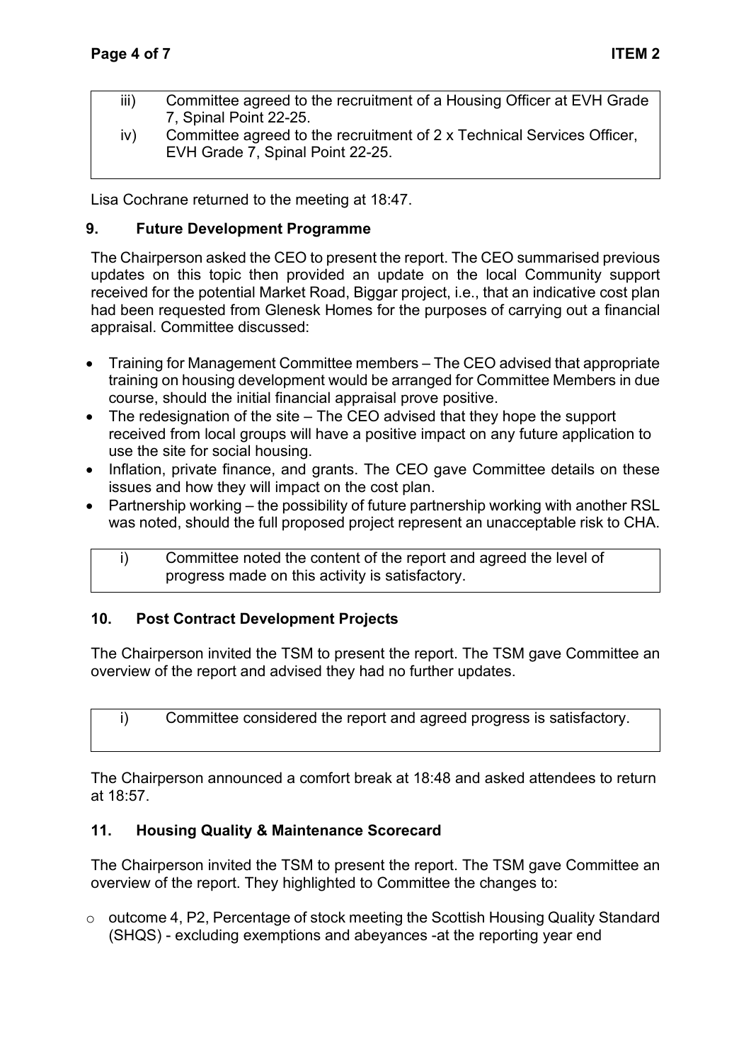| | |
|---|---|
| iii) | Committee agreed to the recruitment of a Housing Officer at EVH Grade 7, Spinal Point 22-25. |
| iv) | Committee agreed to the recruitment of 2 x Technical Services Officer, EVH Grade 7, Spinal Point 22-25. |

Lisa Cochrane returned to the meeting at 18:47.

## 9. Future Development Programme

The Chairperson asked the CEO to present the report. The CEO summarised previous updates on this topic then provided an update on the local Community support received for the potential Market Road, Biggar project, i.e., that an indicative cost plan had been requested from Glenesk Homes for the purposes of carrying out a financial appraisal. Committee discussed:

- Training for Management Committee members – The CEO advised that appropriate training on housing development would be arranged for Committee Members in due course, should the initial financial appraisal prove positive.
- The redesignation of the site – The CEO advised that they hope the support received from local groups will have a positive impact on any future application to use the site for social housing.
- Inflation, private finance, and grants. The CEO gave Committee details on these issues and how they will impact on the cost plan.
- Partnership working – the possibility of future partnership working with another RSL was noted, should the full proposed project represent an unacceptable risk to CHA.

| | |
|---|---|
| i) | Committee noted the content of the report and agreed the level of progress made on this activity is satisfactory. |

## 10. Post Contract Development Projects

The Chairperson invited the TSM to present the report. The TSM gave Committee an overview of the report and advised they had no further updates.

| | |
|---|---|
| i) | Committee considered the report and agreed progress is satisfactory. |

The Chairperson announced a comfort break at 18:48 and asked attendees to return at 18:57.

## 11. Housing Quality & Maintenance Scorecard

The Chairperson invited the TSM to present the report. The TSM gave Committee an overview of the report. They highlighted to Committee the changes to:

- outcome 4, P2, Percentage of stock meeting the Scottish Housing Quality Standard (SHQS) - excluding exemptions and abeyances -at the reporting year end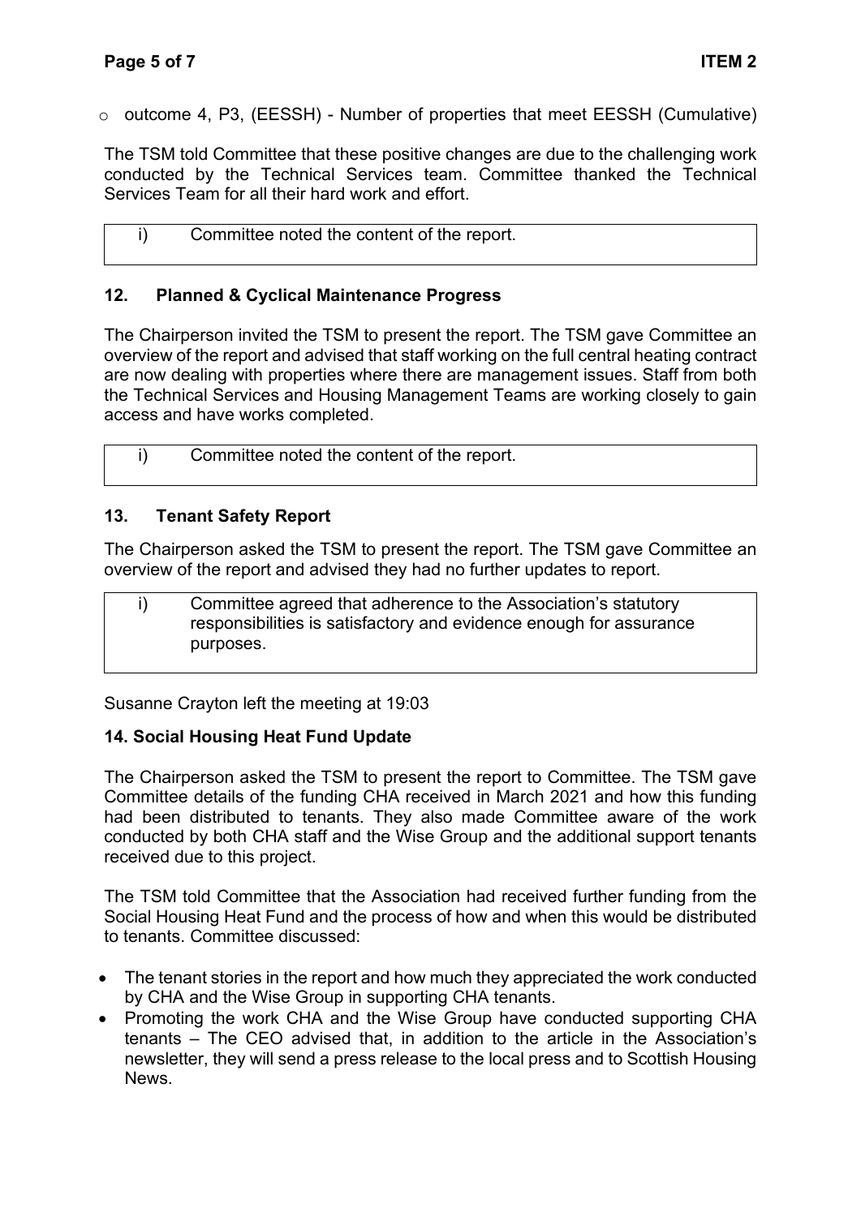- outcome 4, P3, (EESSH) - Number of properties that meet EESSH (Cumulative)

The TSM told Committee that these positive changes are due to the challenging work conducted by the Technical Services team. Committee thanked the Technical Services Team for all their hard work and effort.

| i) | Committee noted the content of the report. |
|---|---|

## 12. Planned & Cyclical Maintenance Progress

The Chairperson invited the TSM to present the report. The TSM gave Committee an overview of the report and advised that staff working on the full central heating contract are now dealing with properties where there are management issues. Staff from both the Technical Services and Housing Management Teams are working closely to gain access and have works completed.

| i) | Committee noted the content of the report. |
|---|---|

## 13. Tenant Safety Report

The Chairperson asked the TSM to present the report. The TSM gave Committee an overview of the report and advised they had no further updates to report.

| i) | Committee agreed that adherence to the Association's statutory responsibilities is satisfactory and evidence enough for assurance purposes. |
|---|---|

Susanne Crayton left the meeting at 19:03

## 14. Social Housing Heat Fund Update

The Chairperson asked the TSM to present the report to Committee. The TSM gave Committee details of the funding CHA received in March 2021 and how this funding had been distributed to tenants. They also made Committee aware of the work conducted by both CHA staff and the Wise Group and the additional support tenants received due to this project.

The TSM told Committee that the Association had received further funding from the Social Housing Heat Fund and the process of how and when this would be distributed to tenants. Committee discussed:

- The tenant stories in the report and how much they appreciated the work conducted by CHA and the Wise Group in supporting CHA tenants.
- Promoting the work CHA and the Wise Group have conducted supporting CHA tenants – The CEO advised that, in addition to the article in the Association's newsletter, they will send a press release to the local press and to Scottish Housing News.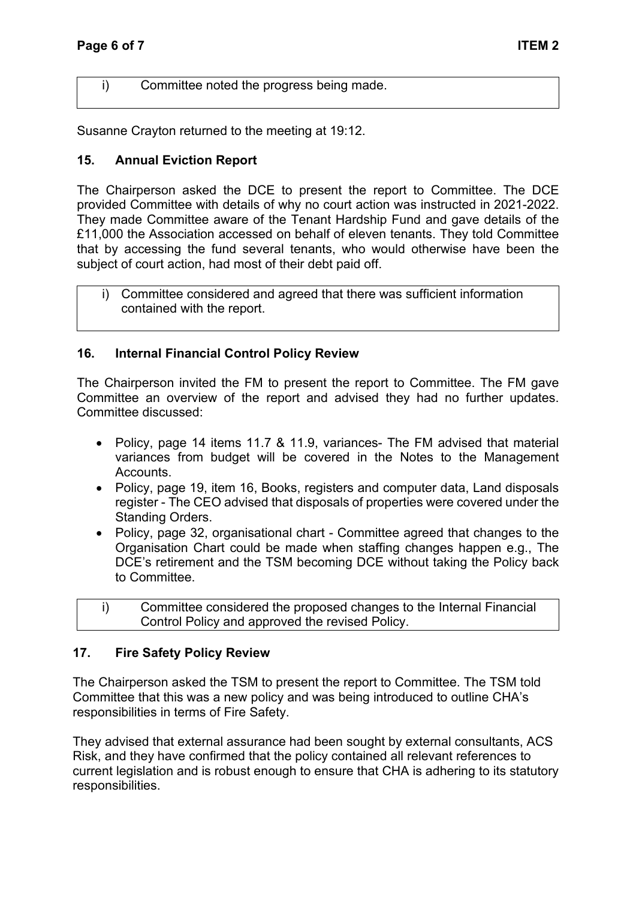i) Committee noted the progress being made.

Susanne Crayton returned to the meeting at 19:12.

## 15. Annual Eviction Report

The Chairperson asked the DCE to present the report to Committee. The DCE provided Committee with details of why no court action was instructed in 2021-2022. They made Committee aware of the Tenant Hardship Fund and gave details of the £11,000 the Association accessed on behalf of eleven tenants. They told Committee that by accessing the fund several tenants, who would otherwise have been the subject of court action, had most of their debt paid off.

i) Committee considered and agreed that there was sufficient information contained with the report.

## 16. Internal Financial Control Policy Review

The Chairperson invited the FM to present the report to Committee. The FM gave Committee an overview of the report and advised they had no further updates. Committee discussed:

- Policy, page 14 items 11.7 & 11.9, variances- The FM advised that material variances from budget will be covered in the Notes to the Management Accounts.
- Policy, page 19, item 16, Books, registers and computer data, Land disposals register - The CEO advised that disposals of properties were covered under the Standing Orders.
- Policy, page 32, organisational chart - Committee agreed that changes to the Organisation Chart could be made when staffing changes happen e.g., The DCE's retirement and the TSM becoming DCE without taking the Policy back to Committee.

i) Committee considered the proposed changes to the Internal Financial Control Policy and approved the revised Policy.

## 17. Fire Safety Policy Review

The Chairperson asked the TSM to present the report to Committee. The TSM told Committee that this was a new policy and was being introduced to outline CHA's responsibilities in terms of Fire Safety.

They advised that external assurance had been sought by external consultants, ACS Risk, and they have confirmed that the policy contained all relevant references to current legislation and is robust enough to ensure that CHA is adhering to its statutory responsibilities.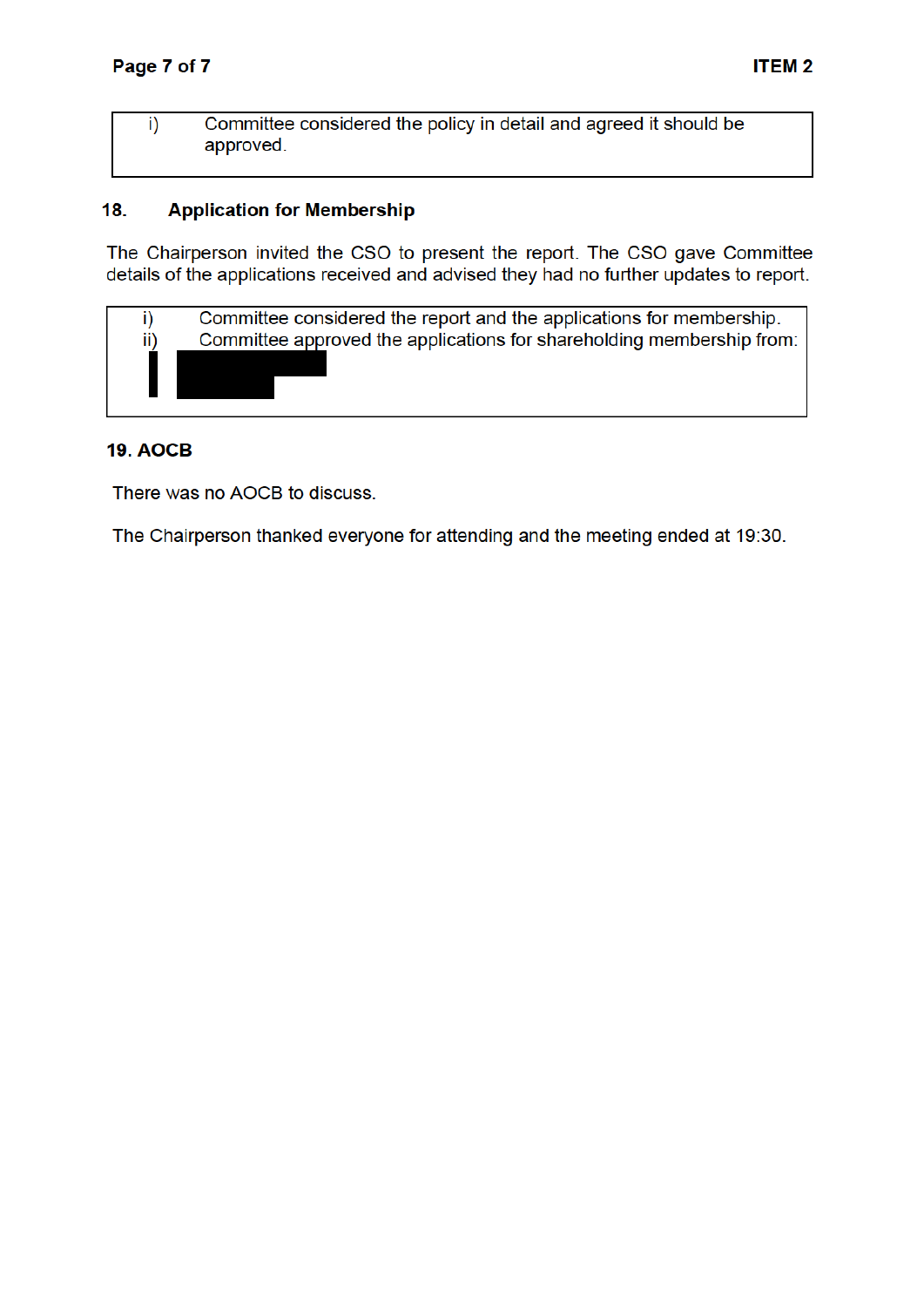i) Committee considered the policy in detail and agreed it should be approved.

## 18. Application for Membership

The Chairperson invited the CSO to present the report. The CSO gave Committee details of the applications received and advised they had no further updates to report.

i) Committee considered the report and the applications for membership.
ii) Committee approved the applications for shareholding membership from:

## 19. AOCB

There was no AOCB to discuss.

The Chairperson thanked everyone for attending and the meeting ended at 19:30.